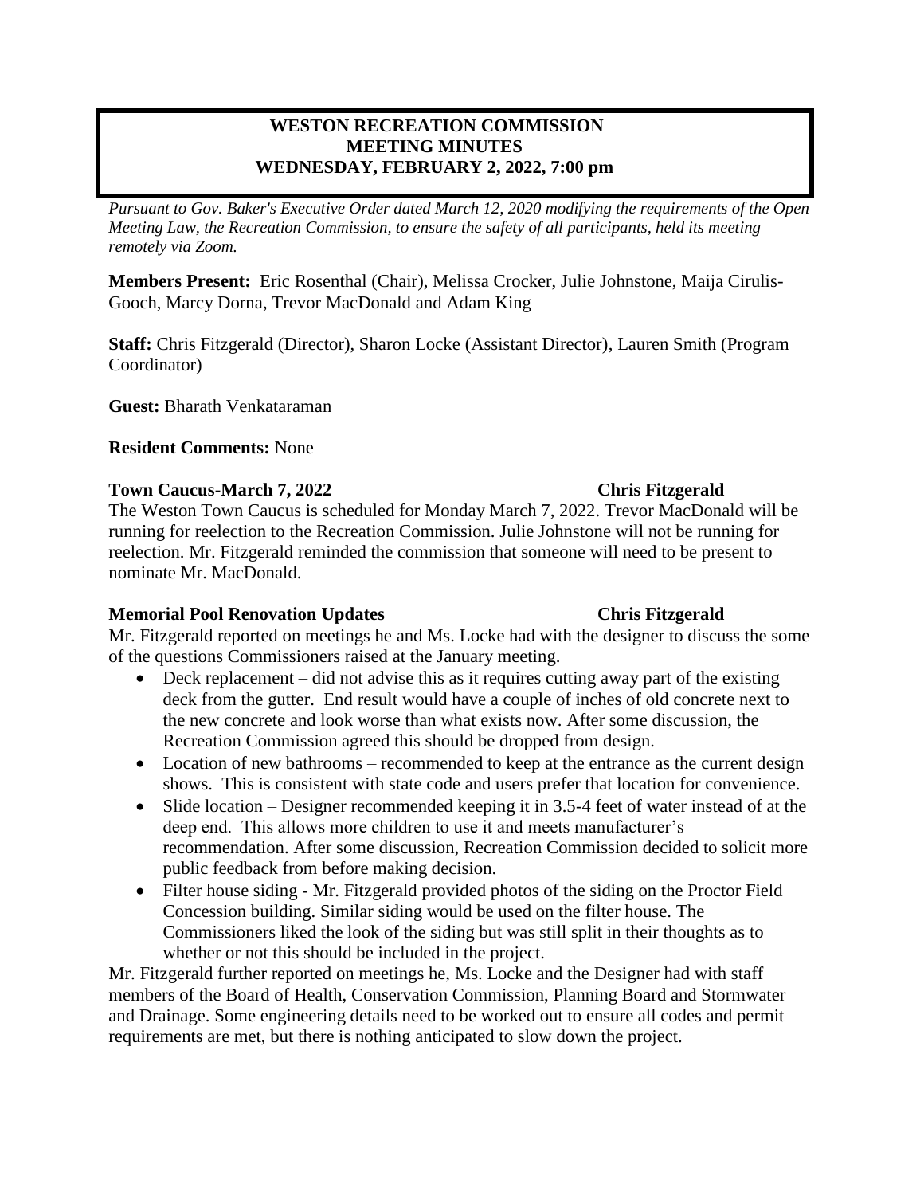# WESTON RECREATION COMMISSION
## MEETING MINUTES
## WEDNESDAY, FEBRUARY 2, 2022, 7:00 pm

*Pursuant to Gov. Baker's Executive Order dated March 12, 2020 modifying the requirements of the Open Meeting Law, the Recreation Commission, to ensure the safety of all participants, held its meeting remotely via Zoom.*

**Members Present:** Eric Rosenthal (Chair), Melissa Crocker, Julie Johnstone, Maija Cirulis-Gooch, Marcy Dorna, Trevor MacDonald and Adam King

**Staff:** Chris Fitzgerald (Director), Sharon Locke (Assistant Director), Lauren Smith (Program Coordinator)

**Guest:** Bharath Venkataraman

**Resident Comments:** None

**Town Caucus-March 7, 2022** **Chris Fitzgerald**

The Weston Town Caucus is scheduled for Monday March 7, 2022. Trevor MacDonald will be running for reelection to the Recreation Commission. Julie Johnstone will not be running for reelection. Mr. Fitzgerald reminded the commission that someone will need to be present to nominate Mr. MacDonald.

**Memorial Pool Renovation Updates** **Chris Fitzgerald**

Mr. Fitzgerald reported on meetings he and Ms. Locke had with the designer to discuss the some of the questions Commissioners raised at the January meeting.

- Deck replacement – did not advise this as it requires cutting away part of the existing deck from the gutter. End result would have a couple of inches of old concrete next to the new concrete and look worse than what exists now. After some discussion, the Recreation Commission agreed this should be dropped from design.
- Location of new bathrooms – recommended to keep at the entrance as the current design shows. This is consistent with state code and users prefer that location for convenience.
- Slide location – Designer recommended keeping it in 3.5-4 feet of water instead of at the deep end. This allows more children to use it and meets manufacturer's recommendation. After some discussion, Recreation Commission decided to solicit more public feedback from before making decision.
- Filter house siding - Mr. Fitzgerald provided photos of the siding on the Proctor Field Concession building. Similar siding would be used on the filter house. The Commissioners liked the look of the siding but was still split in their thoughts as to whether or not this should be included in the project.

Mr. Fitzgerald further reported on meetings he, Ms. Locke and the Designer had with staff members of the Board of Health, Conservation Commission, Planning Board and Stormwater and Drainage. Some engineering details need to be worked out to ensure all codes and permit requirements are met, but there is nothing anticipated to slow down the project.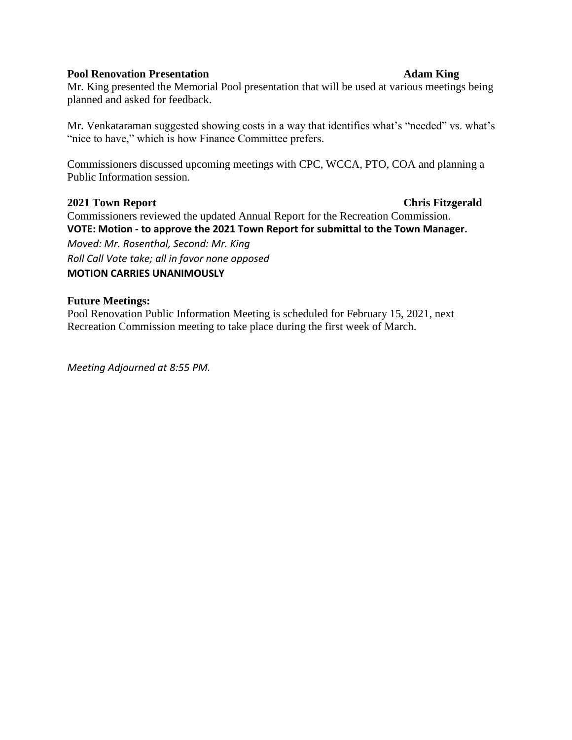**Pool Renovation Presentation** **Adam King**

Mr. King presented the Memorial Pool presentation that will be used at various meetings being planned and asked for feedback.

Mr. Venkataraman suggested showing costs in a way that identifies what's "needed" vs. what's "nice to have," which is how Finance Committee prefers.

Commissioners discussed upcoming meetings with CPC, WCCA, PTO, COA and planning a Public Information session.

**2021 Town Report** **Chris Fitzgerald**

Commissioners reviewed the updated Annual Report for the Recreation Commission.

**VOTE: Motion - to approve the 2021 Town Report for submittal to the Town Manager.**

*Moved: Mr. Rosenthal, Second: Mr. King*

*Roll Call Vote take; all in favor none opposed*

**MOTION CARRIES UNANIMOUSLY**

**Future Meetings:**

Pool Renovation Public Information Meeting is scheduled for February 15, 2021, next Recreation Commission meeting to take place during the first week of March.

*Meeting Adjourned at 8:55 PM.*